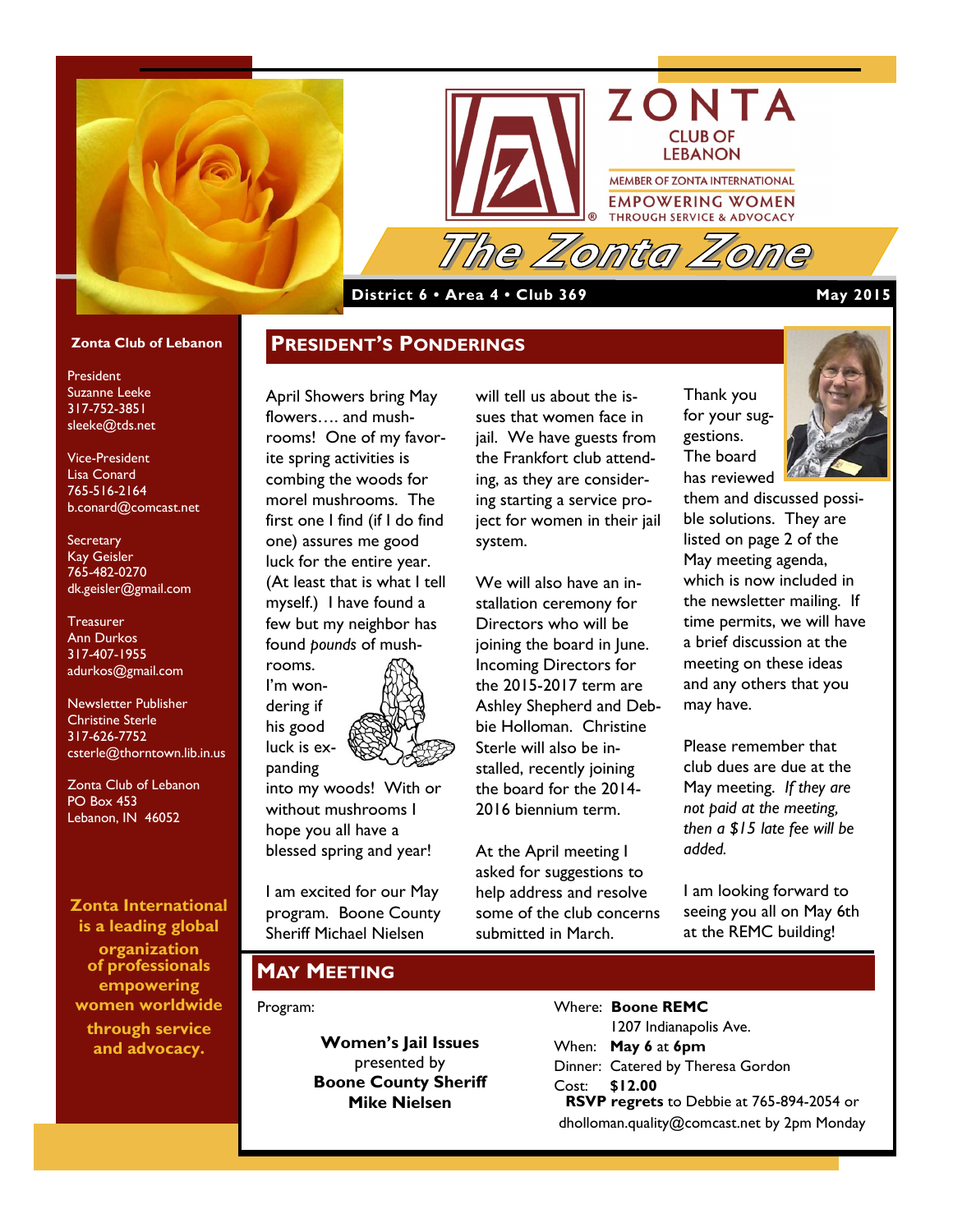# ZONTA CLUB OF LEBANON

MEMBER OF ZONTA INTERNATIONAL

EMPOWERING WOMEN THROUGH SERVICE & ADVOCACY

# The Zonta Zone

**District 6 • Area 4 • Club 369** **May 2015**

**Zonta Club of Lebanon**

President
Suzanne Leeke
317-752-3851
sleeke@tds.net

Vice-President
Lisa Conard
765-516-2164
b.conard@comcast.net

Secretary
Kay Geisler
765-482-0270
dk.geisler@gmail.com

Treasurer
Ann Durkos
317-407-1955
adurkos@gmail.com

Newsletter Publisher
Christine Sterle
317-626-7752
csterle@thorntown.lib.in.us

Zonta Club of Lebanon
PO Box 453
Lebanon, IN 46052

**Zonta International is a leading global organization of professionals empowering women worldwide through service and advocacy.**

## President's Ponderings

April Showers bring May flowers…. and mushrooms! One of my favorite spring activities is combing the woods for morel mushrooms. The first one I find (if I do find one) assures me good luck for the entire year. (At least that is what I tell myself.) I have found a few but my neighbor has found *pounds* of mushrooms. I'm wondering if his good luck is expanding into my woods! With or without mushrooms I hope you all have a blessed spring and year!

I am excited for our May program. Boone County Sheriff Michael Nielsen will tell us about the issues that women face in jail. We have guests from the Frankfort club attending, as they are considering starting a service project for women in their jail system.

We will also have an installation ceremony for Directors who will be joining the board in June. Incoming Directors for the 2015-2017 term are Ashley Shepherd and Debbie Holloman. Christine Sterle will also be installed, recently joining the board for the 2014-2016 biennium term.

At the April meeting I asked for suggestions to help address and resolve some of the club concerns submitted in March.

Thank you for your suggestions. The board has reviewed them and discussed possible solutions. They are listed on page 2 of the May meeting agenda, which is now included in the newsletter mailing. If time permits, we will have a brief discussion at the meeting on these ideas and any others that you may have.

Please remember that club dues are due at the May meeting. *If they are not paid at the meeting, then a $15 late fee will be added.*

I am looking forward to seeing you all on May 6th at the REMC building!

## May Meeting

Program:

**Women's Jail Issues**
presented by
**Boone County Sheriff**
**Mike Nielsen**

Where: **Boone REMC**
1207 Indianapolis Ave.
When: **May 6** at **6pm**
Dinner: Catered by Theresa Gordon
Cost: **$12.00**
**RSVP regrets** to Debbie at 765-894-2054 or dholloman.quality@comcast.net by 2pm Monday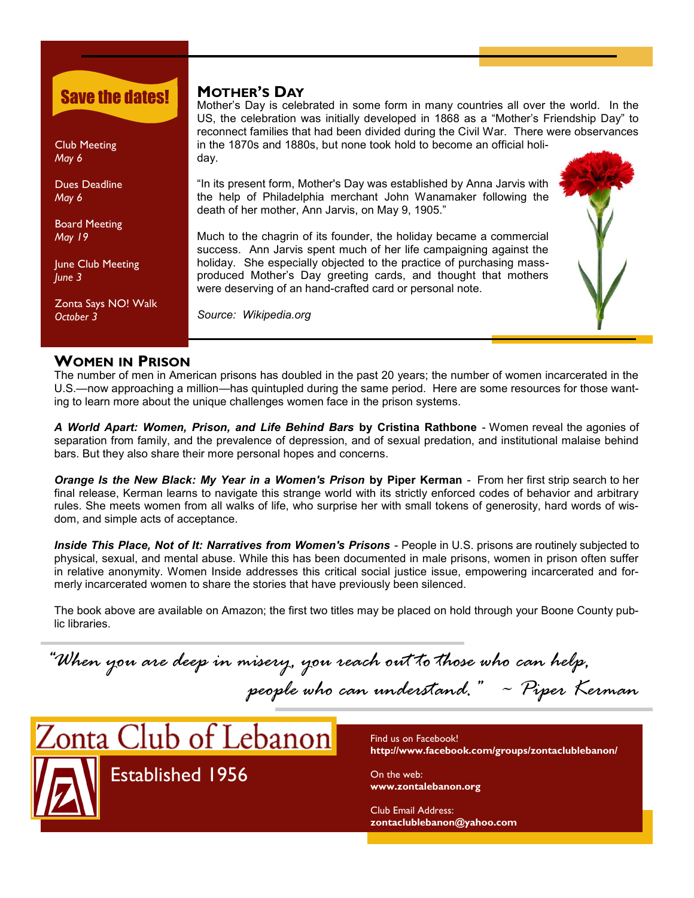## Save the dates!

Club Meeting
*May 6*

Dues Deadline
*May 6*

Board Meeting
*May 19*

June Club Meeting
*June 3*

Zonta Says NO! Walk
*October 3*

## Mother's Day

Mother's Day is celebrated in some form in many countries all over the world. In the US, the celebration was initially developed in 1868 as a "Mother's Friendship Day" to reconnect families that had been divided during the Civil War. There were observances in the 1870s and 1880s, but none took hold to become an official holiday.

"In its present form, Mother's Day was established by Anna Jarvis with the help of Philadelphia merchant John Wanamaker following the death of her mother, Ann Jarvis, on May 9, 1905."

Much to the chagrin of its founder, the holiday became a commercial success. Ann Jarvis spent much of her life campaigning against the holiday. She especially objected to the practice of purchasing mass-produced Mother's Day greeting cards, and thought that mothers were deserving of an hand-crafted card or personal note.

*Source: Wikipedia.org*

## Women in Prison

The number of men in American prisons has doubled in the past 20 years; the number of women incarcerated in the U.S.—now approaching a million—has quintupled during the same period. Here are some resources for those wanting to learn more about the unique challenges women face in the prison systems.

***A World Apart: Women, Prison, and Life Behind Bars*** **by Cristina Rathbone** - Women reveal the agonies of separation from family, and the prevalence of depression, and of sexual predation, and institutional malaise behind bars. But they also share their more personal hopes and concerns.

***Orange Is the New Black: My Year in a Women's Prison*** **by Piper Kerman** - From her first strip search to her final release, Kerman learns to navigate this strange world with its strictly enforced codes of behavior and arbitrary rules. She meets women from all walks of life, who surprise her with small tokens of generosity, hard words of wisdom, and simple acts of acceptance.

***Inside This Place, Not of It: Narratives from Women's Prisons*** - People in U.S. prisons are routinely subjected to physical, sexual, and mental abuse. While this has been documented in male prisons, women in prison often suffer in relative anonymity. Women Inside addresses this critical social justice issue, empowering incarcerated and formerly incarcerated women to share the stories that have previously been silenced.

The book above are available on Amazon; the first two titles may be placed on hold through your Boone County public libraries.

*"When you are deep in misery, you reach out to those who can help, people who can understand." ~ Piper Kerman*

# Zonta Club of Lebanon

Established 1956

Find us on Facebook!
**http://www.facebook.com/groups/zontaclublebanon/**

On the web:
**www.zontalebanon.org**

Club Email Address:
**zontaclublebanon@yahoo.com**